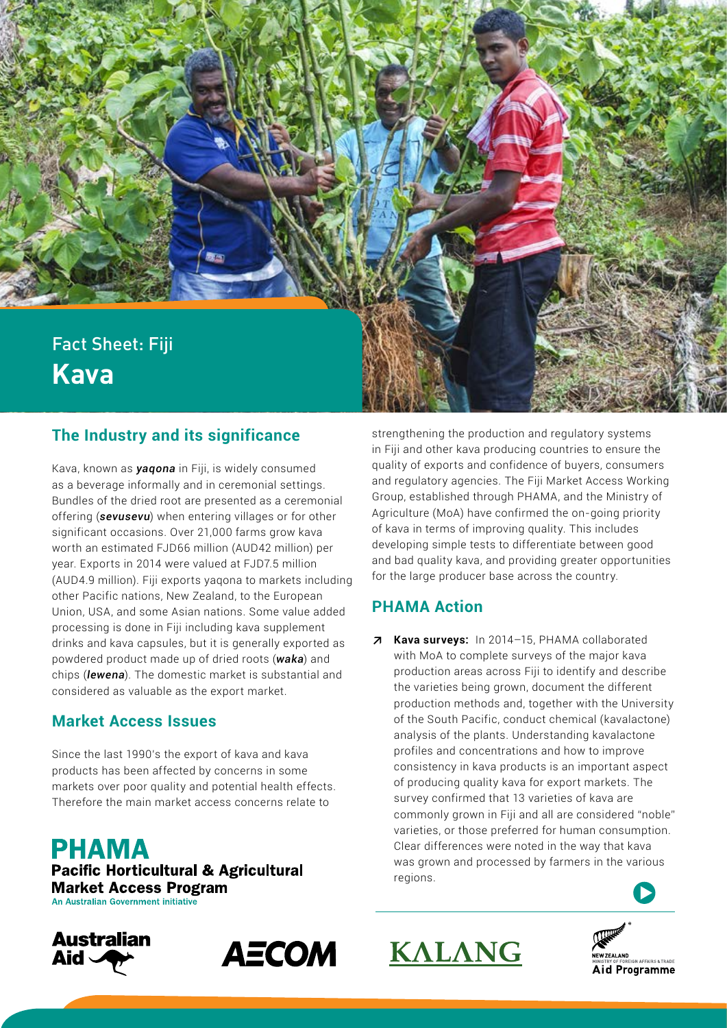Fact Sheet: Fiji

# Kava

## The Industry and its significance

Kava, known as ***yaqona*** in Fiji, is widely consumed as a beverage informally and in ceremonial settings. Bundles of the dried root are presented as a ceremonial offering (***sevusevu***) when entering villages or for other significant occasions. Over 21,000 farms grow kava worth an estimated FJD66 million (AUD42 million) per year. Exports in 2014 were valued at FJD7.5 million (AUD4.9 million). Fiji exports yaqona to markets including other Pacific nations, New Zealand, to the European Union, USA, and some Asian nations. Some value added processing is done in Fiji including kava supplement drinks and kava capsules, but it is generally exported as powdered product made up of dried roots (***waka***) and chips (***lewena***). The domestic market is substantial and considered as valuable as the export market.

## Market Access Issues

Since the last 1990's the export of kava and kava products has been affected by concerns in some markets over poor quality and potential health effects. Therefore the main market access concerns relate to strengthening the production and regulatory systems in Fiji and other kava producing countries to ensure the quality of exports and confidence of buyers, consumers and regulatory agencies. The Fiji Market Access Working Group, established through PHAMA, and the Ministry of Agriculture (MoA) have confirmed the on-going priority of kava in terms of improving quality. This includes developing simple tests to differentiate between good and bad quality kava, and providing greater opportunities for the large producer base across the country.

## PHAMA Action

- **Kava surveys:** In 2014–15, PHAMA collaborated with MoA to complete surveys of the major kava production areas across Fiji to identify and describe the varieties being grown, document the different production methods and, together with the University of the South Pacific, conduct chemical (kavalactone) analysis of the plants. Understanding kavalactone profiles and concentrations and how to improve consistency in kava products is an important aspect of producing quality kava for export markets. The survey confirmed that 13 varieties of kava are commonly grown in Fiji and all are considered "noble" varieties, or those preferred for human consumption. Clear differences were noted in the way that kava was grown and processed by farmers in the various regions.

**PHAMA**
**Pacific Horticultural & Agricultural Market Access Program**
An Australian Government initiative

Australian Aid | AECOM | KALANG | New Zealand Ministry of Foreign Affairs & Trade Aid Programme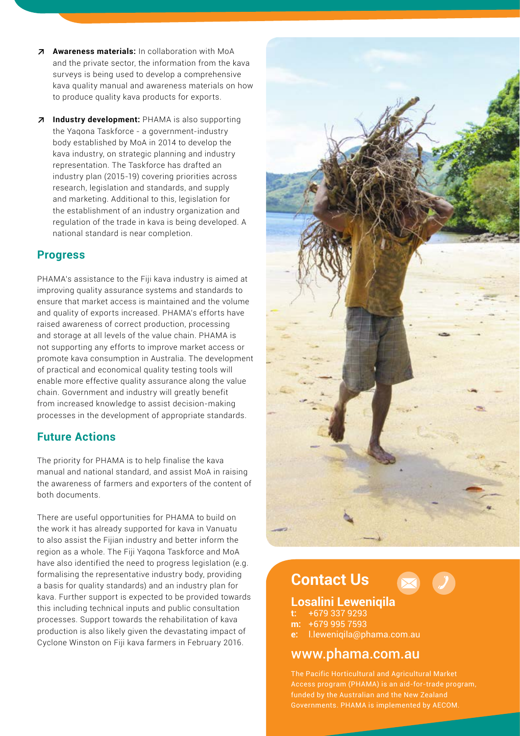- **Awareness materials:** In collaboration with MoA and the private sector, the information from the kava surveys is being used to develop a comprehensive kava quality manual and awareness materials on how to produce quality kava products for exports.
- **Industry development:** PHAMA is also supporting the Yaqona Taskforce - a government-industry body established by MoA in 2014 to develop the kava industry, on strategic planning and industry representation. The Taskforce has drafted an industry plan (2015-19) covering priorities across research, legislation and standards, and supply and marketing. Additional to this, legislation for the establishment of an industry organization and regulation of the trade in kava is being developed. A national standard is near completion.

## Progress

PHAMA's assistance to the Fiji kava industry is aimed at improving quality assurance systems and standards to ensure that market access is maintained and the volume and quality of exports increased. PHAMA's efforts have raised awareness of correct production, processing and storage at all levels of the value chain. PHAMA is not supporting any efforts to improve market access or promote kava consumption in Australia. The development of practical and economical quality testing tools will enable more effective quality assurance along the value chain. Government and industry will greatly benefit from increased knowledge to assist decision-making processes in the development of appropriate standards.

## Future Actions

The priority for PHAMA is to help finalise the kava manual and national standard, and assist MoA in raising the awareness of farmers and exporters of the content of both documents.

There are useful opportunities for PHAMA to build on the work it has already supported for kava in Vanuatu to also assist the Fijian industry and better inform the region as a whole. The Fiji Yaqona Taskforce and MoA have also identified the need to progress legislation (e.g. formalising the representative industry body, providing a basis for quality standards) and an industry plan for kava. Further support is expected to be provided towards this including technical inputs and public consultation processes. Support towards the rehabilitation of kava production is also likely given the devastating impact of Cyclone Winston on Fiji kava farmers in February 2016.

## Contact Us

### Losalini Leweniqila

**t:** +679 337 9293
**m:** +679 995 7593
**e:** l.leweniqila@phama.com.au

## www.phama.com.au

The Pacific Horticultural and Agricultural Market Access program (PHAMA) is an aid-for-trade program, funded by the Australian and the New Zealand Governments. PHAMA is implemented by AECOM.